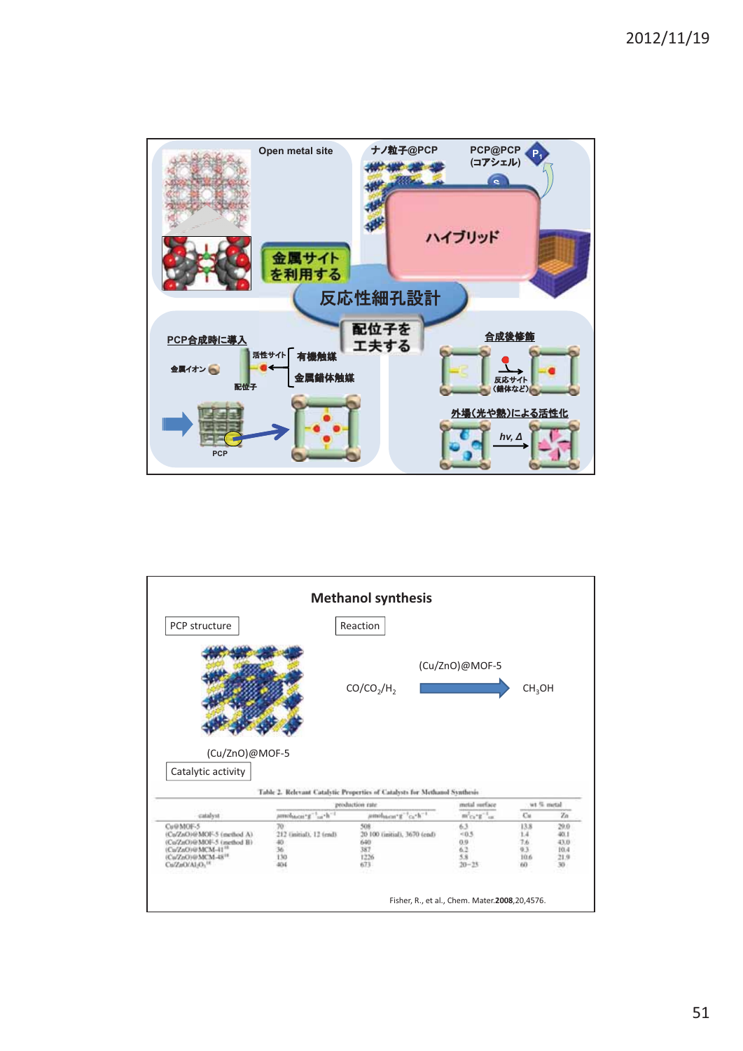反応性細孔設計

Open metal site

金属サイトを利用する

ナノ粒子@PCP

PCP@PCP (コアシェル)

ハイブリッド

配位子を工夫する

PCP合成時に導入

金属イオン

活性サイト

配位子

有機触媒

金属錯体触媒

PCP

合成後修飾

反応サイト (錯体など)

外場(光や熱)による活性化

$h\nu, \Delta$

## Methanol synthesis

PCP structure

(Cu/ZnO)@MOF-5

Reaction

$CO/CO_2/H_2$ → (Cu/ZnO)@MOF-5 → $CH_3OH$

Catalytic activity

Table 2. Relevant Catalytic Properties of Catalysts for Methanol Synthesis

| catalyst | production rate | | metal surface | wt % metal | |
|---|---|---|---|---|---|
| | $\mu mol_{MeOH} \cdot g^{-1}_{cat} \cdot h^{-1}$ | $\mu mol_{MeOH} \cdot g^{-1}_{Cu} \cdot h^{-1}$ | $m^2_{Cu} \cdot g^{-1}_{cat}$ | Cu | Zn |
| Cu@MOF-5 | 70 | 508 | 6.3 | 13.8 | 29.0 |
| (Cu/ZnO)@MOF-5 (method A) | 212 (initial), 12 (end) | 20 100 (initial), 3670 (end) | <0.5 | 1.4 | 40.1 |
| (Cu/ZnO)@MOF-5 (method B) | 40 | 640 | 0.9 | 7.6 | 43.0 |
| (Cu/ZnO)@MCM-41[18] | 36 | 387 | 6.2 | 9.3 | 10.4 |
| (Cu/ZnO)@MCM-48[18] | 130 | 1226 | 5.8 | 10.6 | 21.9 |
| Cu/ZnO/$Al_2O_3$[18] | 404 | 673 | 20−25 | 60 | 30 |

Fisher, R., et al., Chem. Mater.**2008**,20,4576.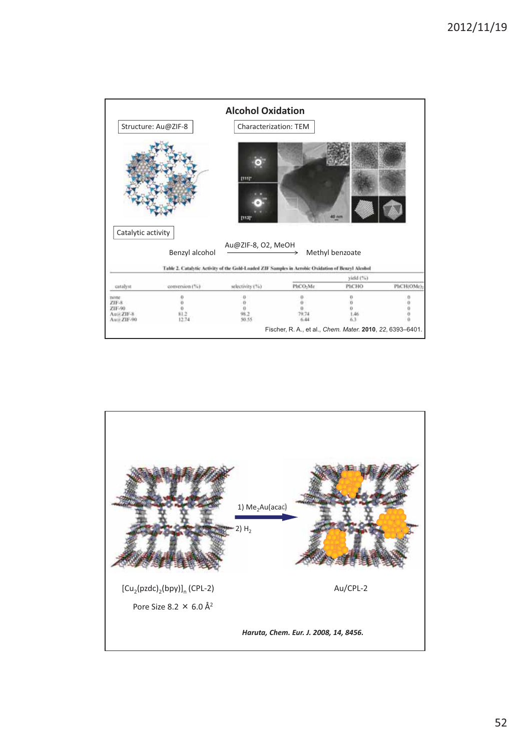## Alcohol Oxidation

Structure: Au@ZIF-8

Characterization: TEM

Catalytic activity

Benzyl alcohol $\xrightarrow{\text{Au@ZIF-8, O2, MeOH}}$ Methyl benzoate

**Table 2. Catalytic Activity of the Gold-Loaded ZIF Samples in Aerobic Oxidation of Benzyl Alcohol**

| catalyst | conversion (%) | selectivity (%) | yield (%) | | |
|---|---|---|---|---|---|
| | | | $PhCO_2Me$ | PhCHO | $PhCH(OMe)_2$ |
| none | 0 | 0 | 0 | 0 | 0 |
| ZIF-8 | 0 | 0 | 0 | 0 | 0 |
| ZIF-90 | 0 | 0 | 0 | 0 | 0 |
| Au@ZIF-8 | 81.2 | 98.2 | 79.74 | 1.46 | 0 |
| Au@ZIF-90 | 12.74 | 50.55 | 6.44 | 6.3 | 0 |

Fischer, R. A., et al., *Chem. Mater.* **2010**, *22*, 6393–6401.

$[Cu_2(pzdc)_2(bpy)]_n$ (CPL-2) → 1) $Me_2Au(acac)$ 2) $H_2$ → Au/CPL-2

Pore Size 8.2 × 6.0 Å$^2$

***Haruta, Chem. Eur. J. 2008, 14, 8456.***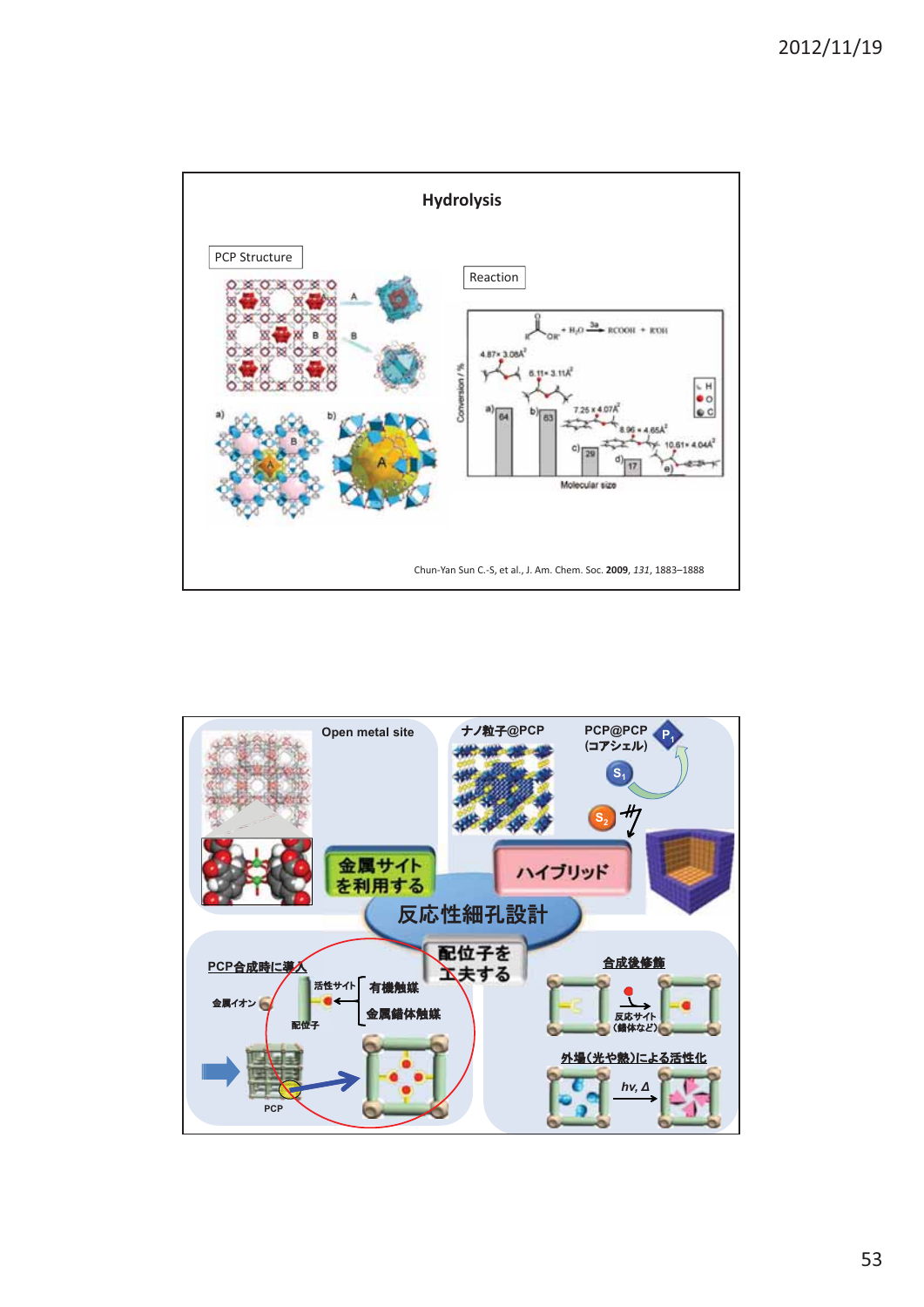## Hydrolysis

PCP Structure

Reaction

Chun-Yan Sun C.-S, et al., J. Am. Chem. Soc. **2009**, *131*, 1883–1888

---

Open metal site

ナノ粒子@PCP

PCP@PCP (コアシェル)

金属サイトを利用する

ハイブリッド

反応性細孔設計

配位子を工夫する

PCP合成時に導入

活性サイト

有機触媒

金属イオン

金属錯体触媒

配位子

PCP

合成後修飾

反応サイト（錯体など）

外場（光や熱）による活性化

$h\nu, \Delta$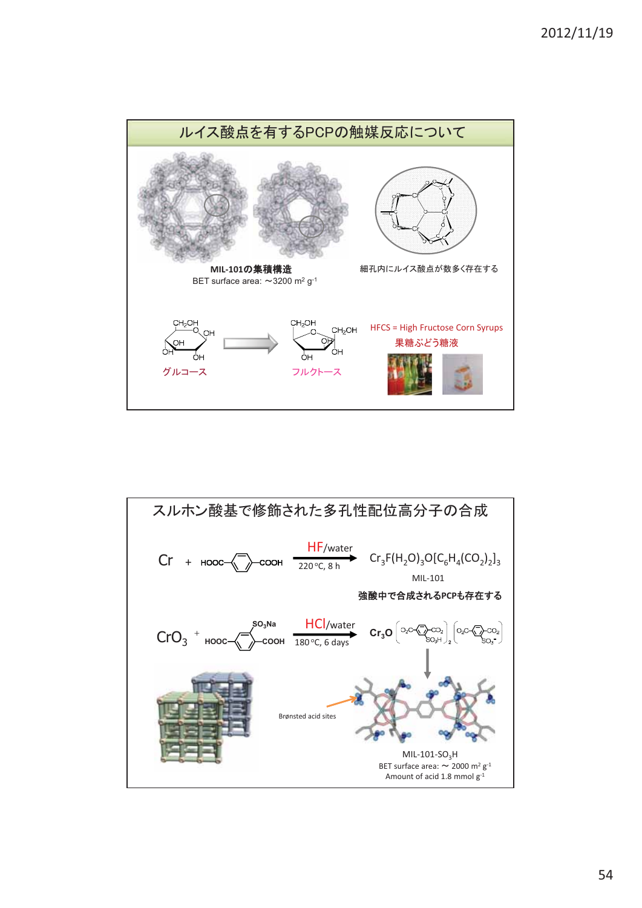## ルイス酸点を有するPCPの触媒反応について

**MIL-101の集積構造**

BET surface area: ～3200 $m^2\ g^{-1}$

細孔内にルイス酸点が数多く存在する

グルコース → フルクトース

HFCS = High Fructose Corn Syrups

果糖ぶどう糖液

## スルホン酸基で修飾された多孔性配位高分子の合成

Cr + HOOC–$C_6H_4$–COOH —(HF/water, 220 °C, 8 h)→ $Cr_3F(H_2O)_3O[C_6H_4(CO_2)_2]_3$

MIL-101

**強酸中で合成されるPCPも存在する**

$CrO_3$ + HOOC–$C_6H_3(SO_3Na)$–COOH —(HCl/water, 180 °C, 6 days)→ $Cr_3O[O_2C\text{–}C_6H_3(SO_3H)\text{–}CO_2]_2[O_2C\text{–}C_6H_3(SO_3^-)\text{–}CO_2]$

Brønsted acid sites

MIL-101-$SO_3H$

BET surface area: ～ 2000 $m^2\ g^{-1}$

Amount of acid 1.8 mmol $g^{-1}$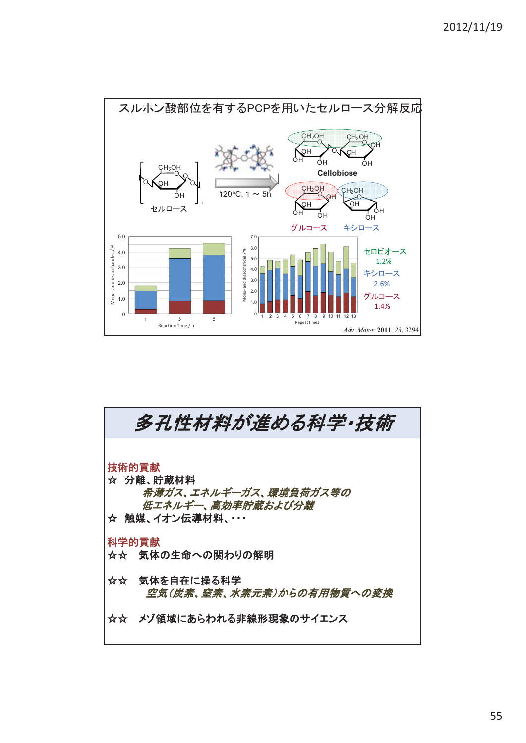## スルホン酸部位を有するPCPを用いたセルロース分解反応

セルロース

120°C, 1 ～ 5h

Cellobiose

グルコース　キシロース

Mono- and disaccharides / %

5.0
4.0
3.0
2.0
1.0
0

1　3　5

Reaction Time / h

Mono- and disaccharides / %

7.0
6.0
5.0
4.0
3.0
2.0
1.0
0

1 2 3 4 5 6 7 8 9 10 11 12 13

Repeat times

セロビオース 1.2%

キシロース 2.6%

グルコース 1.4%

*Adv. Mater.* **2011**, *23*, 3294

---

# *多孔性材料が進める科学・技術*

**技術的貢献**

☆ 分離、貯蔵材料

*希薄ガス、エネルギーガス、環境負荷ガス等の*
*低エネルギー、高効率貯蔵および分離*

☆ 触媒、イオン伝導材料、・・・

**科学的貢献**

☆☆ 気体の生命への関わりの解明

☆☆ 気体を自在に操る科学

*空気（炭素、窒素、水素元素）からの有用物質への変換*

☆☆ メゾ領域にあらわれる非線形現象のサイエンス